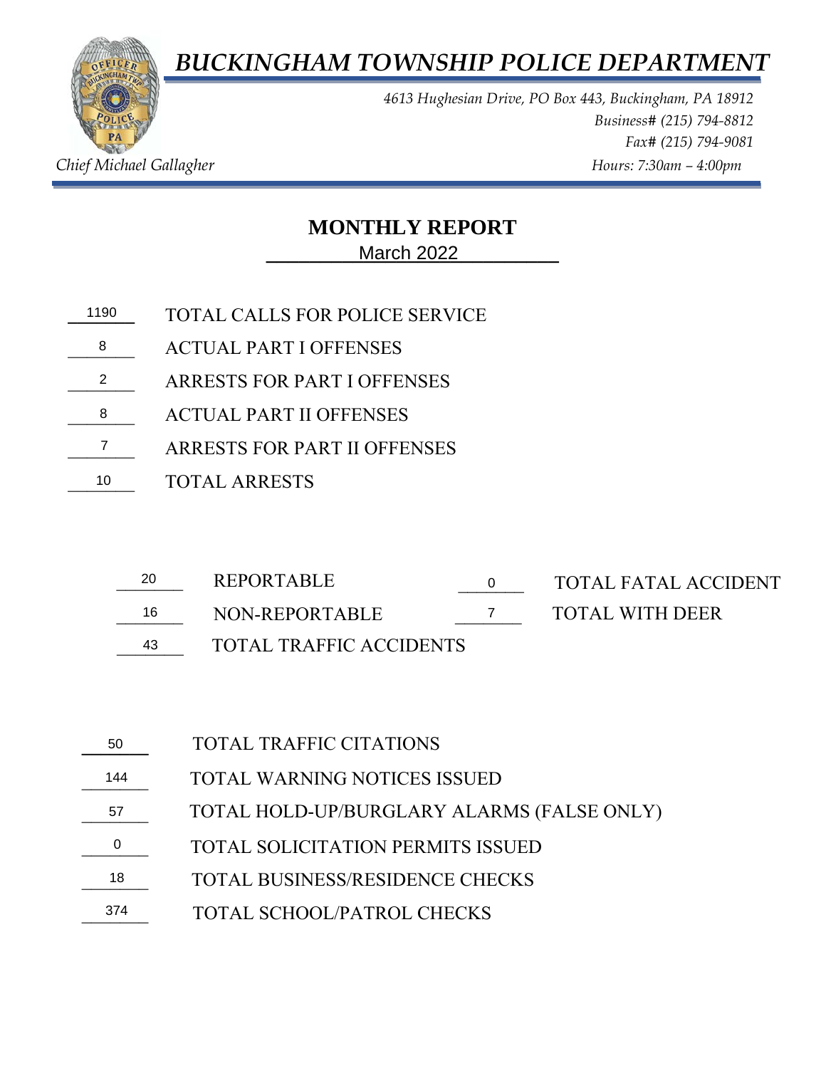# *BUCKINGHAM TOWNSHIP POLICE DEPARTMENT*

*4613 Hughesian Drive, PO Box 443, Buckingham, PA 18912*
*Business# (215) 794-8812*
*Fax# (215) 794-9081*

*Chief Michael Gallagher*
*Hours: 7:30am – 4:00pm*

## MONTHLY REPORT

March 2022

| | |
|---|---|
| 1190 | TOTAL CALLS FOR POLICE SERVICE |
| 8 | ACTUAL PART I OFFENSES |
| 2 | ARRESTS FOR PART I OFFENSES |
| 8 | ACTUAL PART II OFFENSES |
| 7 | ARRESTS FOR PART II OFFENSES |
| 10 | TOTAL ARRESTS |

| | | | |
|---|---|---|---|
| 20 | REPORTABLE | 0 | TOTAL FATAL ACCIDENT |
| 16 | NON-REPORTABLE | 7 | TOTAL WITH DEER |
| 43 | TOTAL TRAFFIC ACCIDENTS | | |

| | |
|---|---|
| 50 | TOTAL TRAFFIC CITATIONS |
| 144 | TOTAL WARNING NOTICES ISSUED |
| 57 | TOTAL HOLD-UP/BURGLARY ALARMS (FALSE ONLY) |
| 0 | TOTAL SOLICITATION PERMITS ISSUED |
| 18 | TOTAL BUSINESS/RESIDENCE CHECKS |
| 374 | TOTAL SCHOOL/PATROL CHECKS |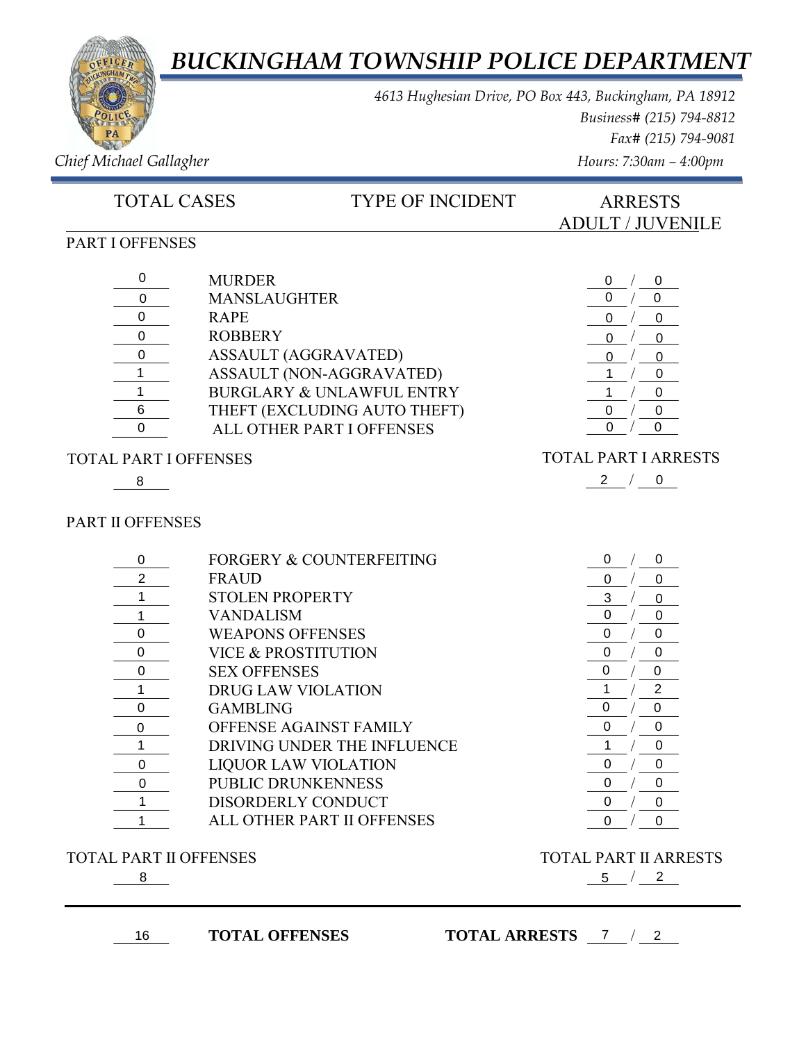# *BUCKINGHAM TOWNSHIP POLICE DEPARTMENT*

*4613 Hughesian Drive, PO Box 443, Buckingham, PA 18912*
*Business# (215) 794-8812*
*Fax# (215) 794-9081*
*Hours: 7:30am – 4:00pm*

*Chief Michael Gallagher*

| TOTAL CASES | TYPE OF INCIDENT | ARRESTS ADULT / JUVENILE |
|---|---|---|
| **PART I OFFENSES** | | |
| 0 | MURDER | 0 / 0 |
| 0 | MANSLAUGHTER | 0 / 0 |
| 0 | RAPE | 0 / 0 |
| 0 | ROBBERY | 0 / 0 |
| 0 | ASSAULT (AGGRAVATED) | 0 / 0 |
| 1 | ASSAULT (NON-AGGRAVATED) | 1 / 0 |
| 1 | BURGLARY & UNLAWFUL ENTRY | 1 / 0 |
| 6 | THEFT (EXCLUDING AUTO THEFT) | 0 / 0 |
| 0 | ALL OTHER PART I OFFENSES | 0 / 0 |
| TOTAL PART I OFFENSES: 8 | | TOTAL PART I ARRESTS: 2 / 0 |
| **PART II OFFENSES** | | |
| 0 | FORGERY & COUNTERFEITING | 0 / 0 |
| 2 | FRAUD | 0 / 0 |
| 1 | STOLEN PROPERTY | 3 / 0 |
| 1 | VANDALISM | 0 / 0 |
| 0 | WEAPONS OFFENSES | 0 / 0 |
| 0 | VICE & PROSTITUTION | 0 / 0 |
| 0 | SEX OFFENSES | 0 / 0 |
| 1 | DRUG LAW VIOLATION | 1 / 2 |
| 0 | GAMBLING | 0 / 0 |
| 0 | OFFENSE AGAINST FAMILY | 0 / 0 |
| 1 | DRIVING UNDER THE INFLUENCE | 1 / 0 |
| 0 | LIQUOR LAW VIOLATION | 0 / 0 |
| 0 | PUBLIC DRUNKENNESS | 0 / 0 |
| 1 | DISORDERLY CONDUCT | 0 / 0 |
| 1 | ALL OTHER PART II OFFENSES | 0 / 0 |
| TOTAL PART II OFFENSES: 8 | | TOTAL PART II ARRESTS: 5 / 2 |
| 16 | **TOTAL OFFENSES** | **TOTAL ARRESTS** 7 / 2 |